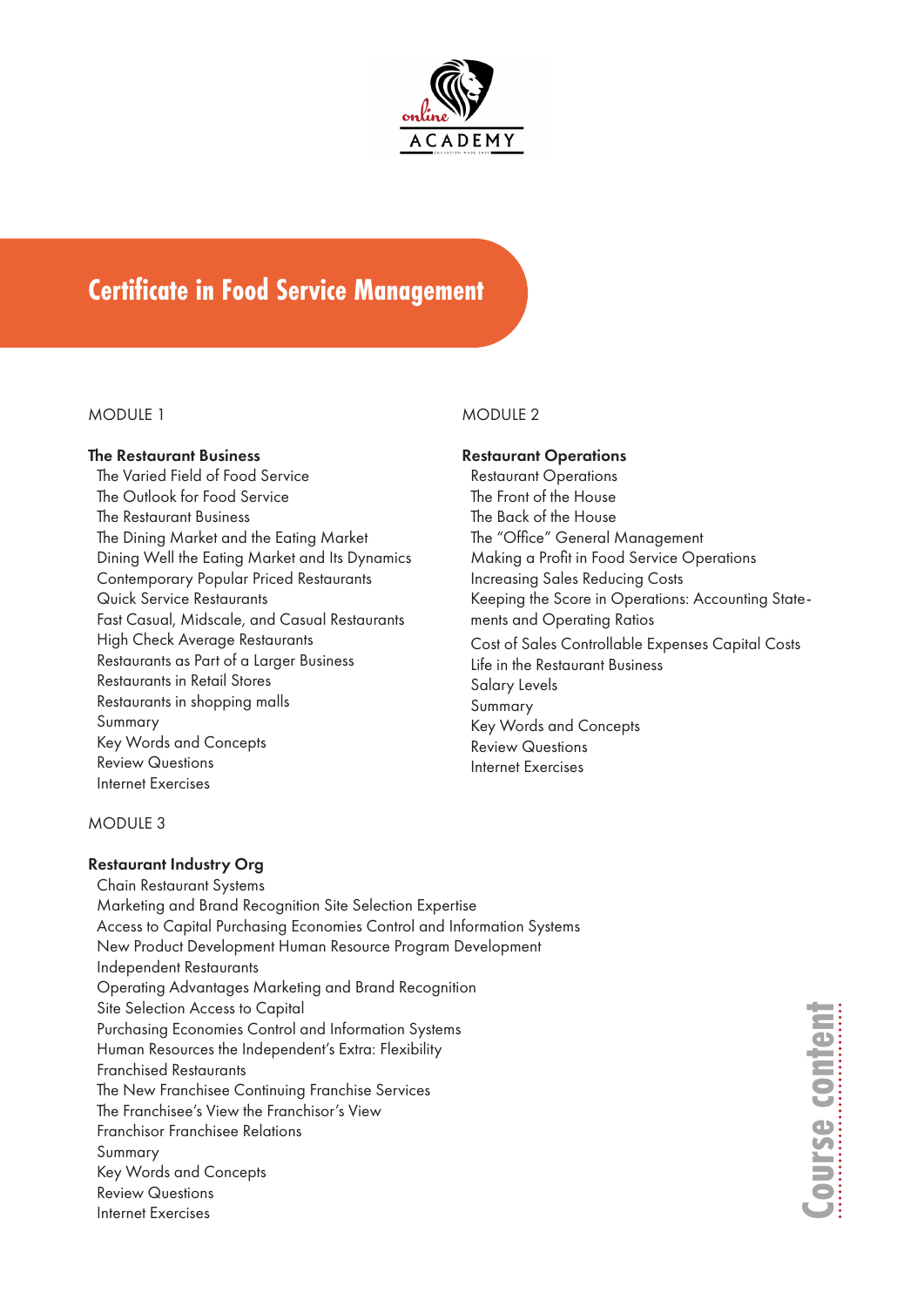# Certificate in Food Service Management

## MODULE 1

**The Restaurant Business**

- The Varied Field of Food Service
- The Outlook for Food Service
- The Restaurant Business
- The Dining Market and the Eating Market
- Dining Well the Eating Market and Its Dynamics
- Contemporary Popular Priced Restaurants
- Quick Service Restaurants
- Fast Casual, Midscale, and Casual Restaurants
- High Check Average Restaurants
- Restaurants as Part of a Larger Business
- Restaurants in Retail Stores
- Restaurants in shopping malls
- Summary
- Key Words and Concepts
- Review Questions
- Internet Exercises

## MODULE 2

**Restaurant Operations**

- Restaurant Operations
- The Front of the House
- The Back of the House
- The "Office" General Management
- Making a Profit in Food Service Operations
- Increasing Sales Reducing Costs
- Keeping the Score in Operations: Accounting Statements and Operating Ratios
- Cost of Sales Controllable Expenses Capital Costs
- Life in the Restaurant Business
- Salary Levels
- Summary
- Key Words and Concepts
- Review Questions
- Internet Exercises

## MODULE 3

**Restaurant Industry Org**

- Chain Restaurant Systems
- Marketing and Brand Recognition Site Selection Expertise
- Access to Capital Purchasing Economies Control and Information Systems
- New Product Development Human Resource Program Development
- Independent Restaurants
- Operating Advantages Marketing and Brand Recognition
- Site Selection Access to Capital
- Purchasing Economies Control and Information Systems
- Human Resources the Independent's Extra: Flexibility
- Franchised Restaurants
- The New Franchisee Continuing Franchise Services
- The Franchisee's View the Franchisor's View
- Franchisor Franchisee Relations
- Summary
- Key Words and Concepts
- Review Questions
- Internet Exercises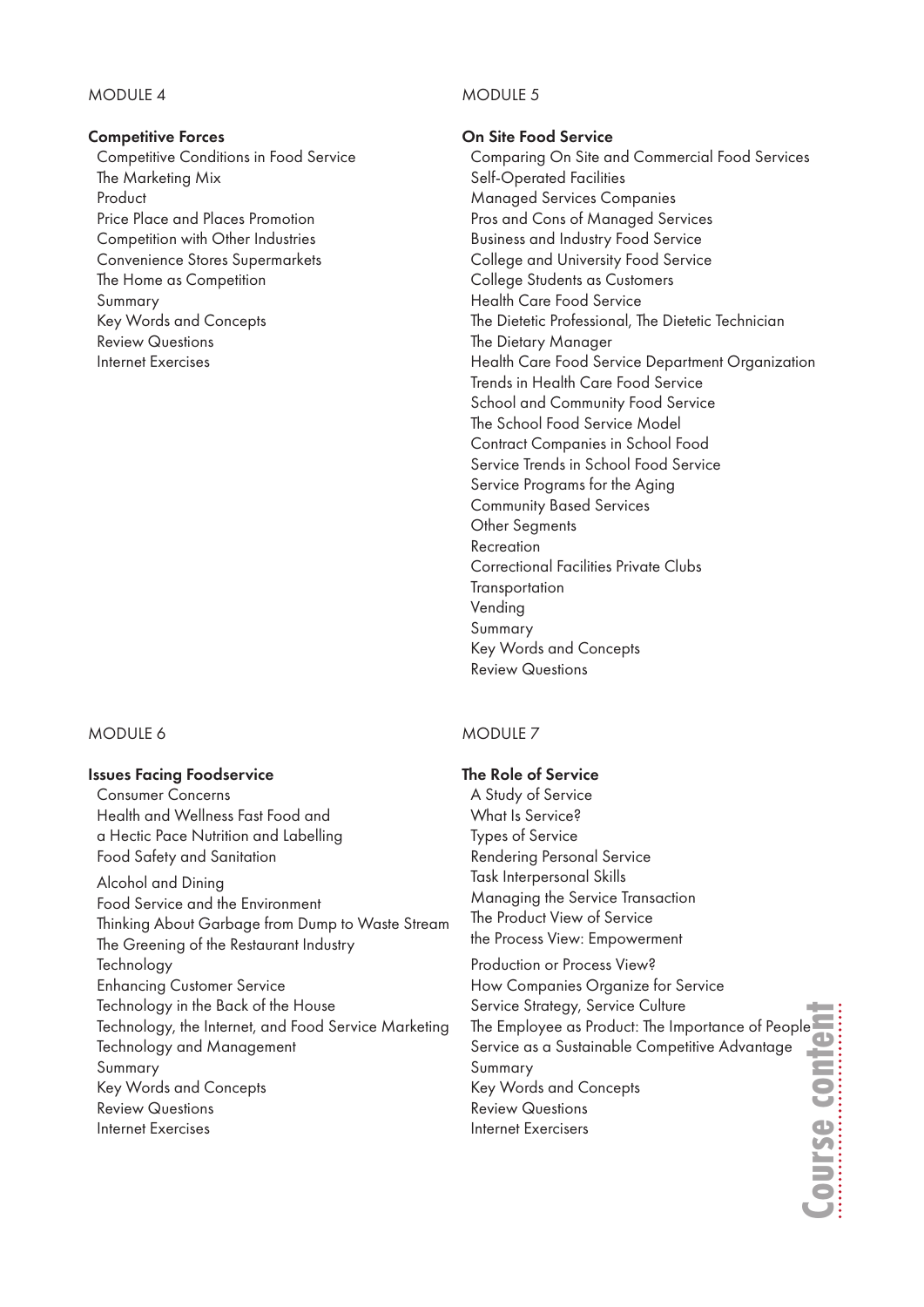MODULE 4

**Competitive Forces**

- Competitive Conditions in Food Service
- The Marketing Mix
- Product
- Price Place and Places Promotion
- Competition with Other Industries
- Convenience Stores Supermarkets
- The Home as Competition
- Summary
- Key Words and Concepts
- Review Questions
- Internet Exercises

MODULE 5

**On Site Food Service**

- Comparing On Site and Commercial Food Services
- Self-Operated Facilities
- Managed Services Companies
- Pros and Cons of Managed Services
- Business and Industry Food Service
- College and University Food Service
- College Students as Customers
- Health Care Food Service
- The Dietetic Professional, The Dietetic Technician
- The Dietary Manager
- Health Care Food Service Department Organization
- Trends in Health Care Food Service
- School and Community Food Service
- The School Food Service Model
- Contract Companies in School Food
- Service Trends in School Food Service
- Service Programs for the Aging
- Community Based Services
- Other Segments
- Recreation
- Correctional Facilities Private Clubs
- Transportation
- Vending
- Summary
- Key Words and Concepts
- Review Questions

MODULE 6

**Issues Facing Foodservice**

- Consumer Concerns
- Health and Wellness Fast Food and a Hectic Pace Nutrition and Labelling
- Food Safety and Sanitation
- Alcohol and Dining
- Food Service and the Environment
- Thinking About Garbage from Dump to Waste Stream
- The Greening of the Restaurant Industry
- Technology
- Enhancing Customer Service
- Technology in the Back of the House
- Technology, the Internet, and Food Service Marketing
- Technology and Management
- Summary
- Key Words and Concepts
- Review Questions
- Internet Exercises

MODULE 7

**The Role of Service**

- A Study of Service
- What Is Service?
- Types of Service
- Rendering Personal Service
- Task Interpersonal Skills
- Managing the Service Transaction
- The Product View of Service
- the Process View: Empowerment
- Production or Process View?
- How Companies Organize for Service
- Service Strategy, Service Culture
- The Employee as Product: The Importance of People
- Service as a Sustainable Competitive Advantage
- Summary
- Key Words and Concepts
- Review Questions
- Internet Exercisers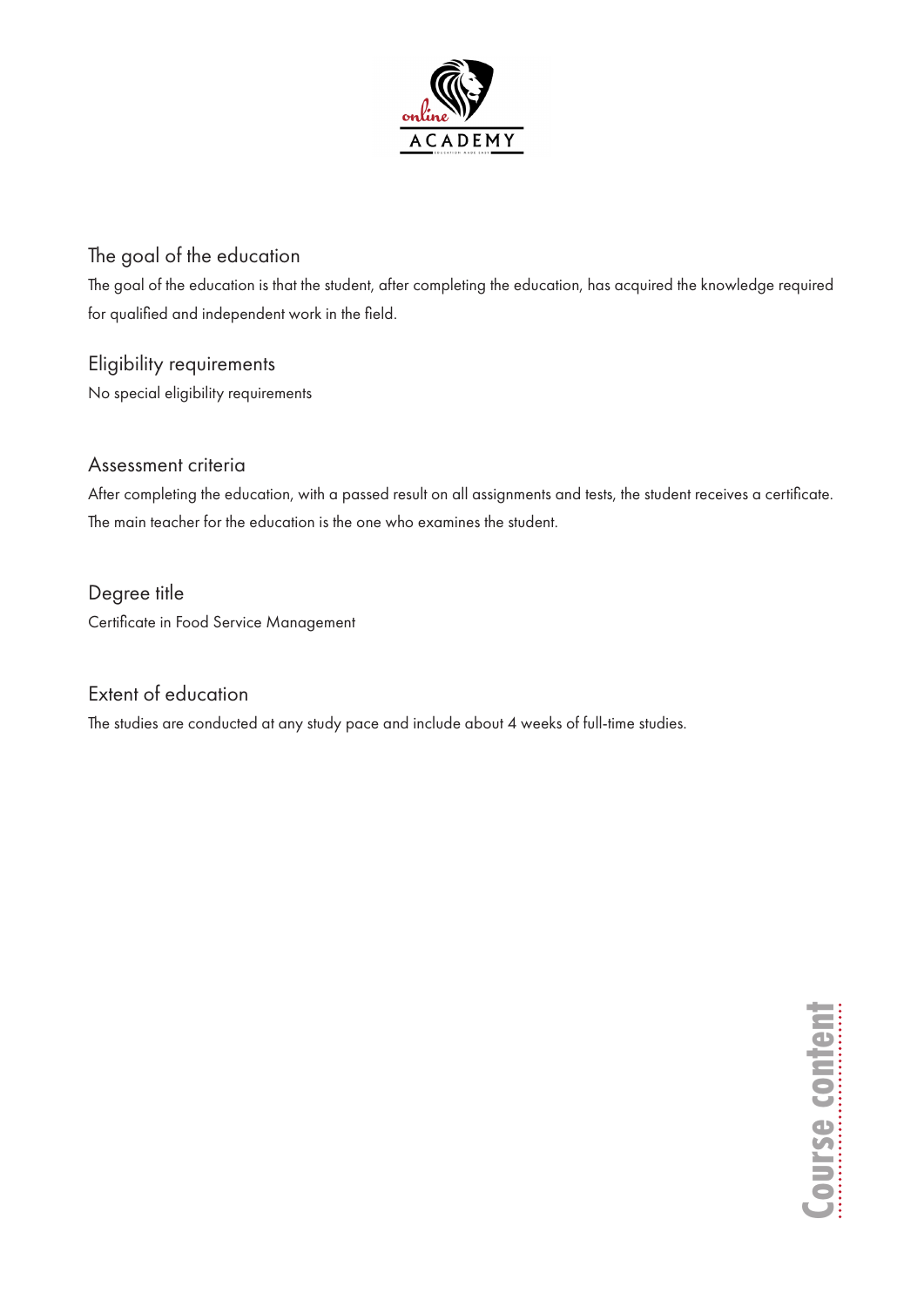## The goal of the education

The goal of the education is that the student, after completing the education, has acquired the knowledge required for qualified and independent work in the field.

## Eligibility requirements

No special eligibility requirements

## Assessment criteria

After completing the education, with a passed result on all assignments and tests, the student receives a certificate. The main teacher for the education is the one who examines the student.

## Degree title

Certificate in Food Service Management

## Extent of education

The studies are conducted at any study pace and include about 4 weeks of full-time studies.

Course content